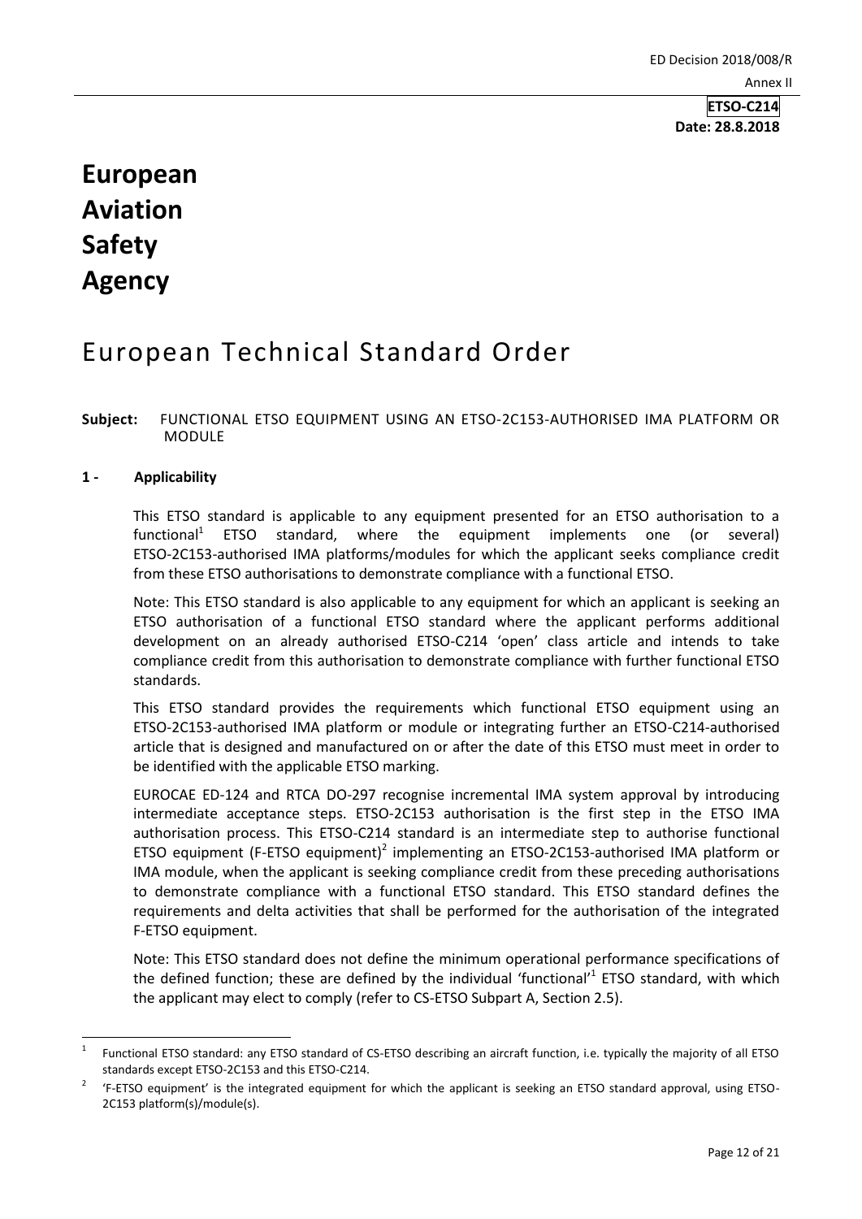**ETSO-C214**
**Date: 28.8.2018**

# European Aviation Safety Agency

# European Technical Standard Order

**Subject:** FUNCTIONAL ETSO EQUIPMENT USING AN ETSO-2C153-AUTHORISED IMA PLATFORM OR MODULE

## 1 - Applicability

This ETSO standard is applicable to any equipment presented for an ETSO authorisation to a functional[1] ETSO standard, where the equipment implements one (or several) ETSO-2C153-authorised IMA platforms/modules for which the applicant seeks compliance credit from these ETSO authorisations to demonstrate compliance with a functional ETSO.

Note: This ETSO standard is also applicable to any equipment for which an applicant is seeking an ETSO authorisation of a functional ETSO standard where the applicant performs additional development on an already authorised ETSO-C214 'open' class article and intends to take compliance credit from this authorisation to demonstrate compliance with further functional ETSO standards.

This ETSO standard provides the requirements which functional ETSO equipment using an ETSO-2C153-authorised IMA platform or module or integrating further an ETSO-C214-authorised article that is designed and manufactured on or after the date of this ETSO must meet in order to be identified with the applicable ETSO marking.

EUROCAE ED-124 and RTCA DO-297 recognise incremental IMA system approval by introducing intermediate acceptance steps. ETSO-2C153 authorisation is the first step in the ETSO IMA authorisation process. This ETSO-C214 standard is an intermediate step to authorise functional ETSO equipment (F-ETSO equipment)[2] implementing an ETSO-2C153-authorised IMA platform or IMA module, when the applicant is seeking compliance credit from these preceding authorisations to demonstrate compliance with a functional ETSO standard. This ETSO standard defines the requirements and delta activities that shall be performed for the authorisation of the integrated F-ETSO equipment.

Note: This ETSO standard does not define the minimum operational performance specifications of the defined function; these are defined by the individual 'functional'[1] ETSO standard, with which the applicant may elect to comply (refer to CS-ETSO Subpart A, Section 2.5).

---

[1] Functional ETSO standard: any ETSO standard of CS-ETSO describing an aircraft function, i.e. typically the majority of all ETSO standards except ETSO-2C153 and this ETSO-C214.

[2] 'F-ETSO equipment' is the integrated equipment for which the applicant is seeking an ETSO standard approval, using ETSO-2C153 platform(s)/module(s).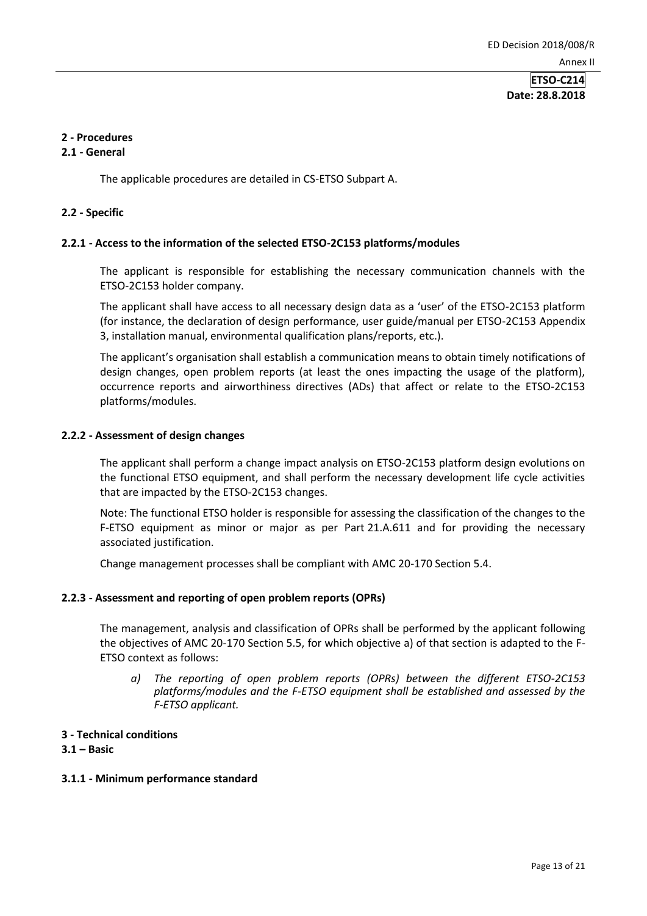## 2 - Procedures

### 2.1 - General

The applicable procedures are detailed in CS-ETSO Subpart A.

### 2.2 - Specific

#### 2.2.1 - Access to the information of the selected ETSO-2C153 platforms/modules

The applicant is responsible for establishing the necessary communication channels with the ETSO-2C153 holder company.

The applicant shall have access to all necessary design data as a 'user' of the ETSO-2C153 platform (for instance, the declaration of design performance, user guide/manual per ETSO-2C153 Appendix 3, installation manual, environmental qualification plans/reports, etc.).

The applicant's organisation shall establish a communication means to obtain timely notifications of design changes, open problem reports (at least the ones impacting the usage of the platform), occurrence reports and airworthiness directives (ADs) that affect or relate to the ETSO-2C153 platforms/modules.

#### 2.2.2 - Assessment of design changes

The applicant shall perform a change impact analysis on ETSO-2C153 platform design evolutions on the functional ETSO equipment, and shall perform the necessary development life cycle activities that are impacted by the ETSO-2C153 changes.

Note: The functional ETSO holder is responsible for assessing the classification of the changes to the F-ETSO equipment as minor or major as per Part 21.A.611 and for providing the necessary associated justification.

Change management processes shall be compliant with AMC 20-170 Section 5.4.

#### 2.2.3 - Assessment and reporting of open problem reports (OPRs)

The management, analysis and classification of OPRs shall be performed by the applicant following the objectives of AMC 20-170 Section 5.5, for which objective a) of that section is adapted to the F-ETSO context as follows:

*a) The reporting of open problem reports (OPRs) between the different ETSO-2C153 platforms/modules and the F-ETSO equipment shall be established and assessed by the F-ETSO applicant.*

## 3 - Technical conditions

### 3.1 – Basic

#### 3.1.1 - Minimum performance standard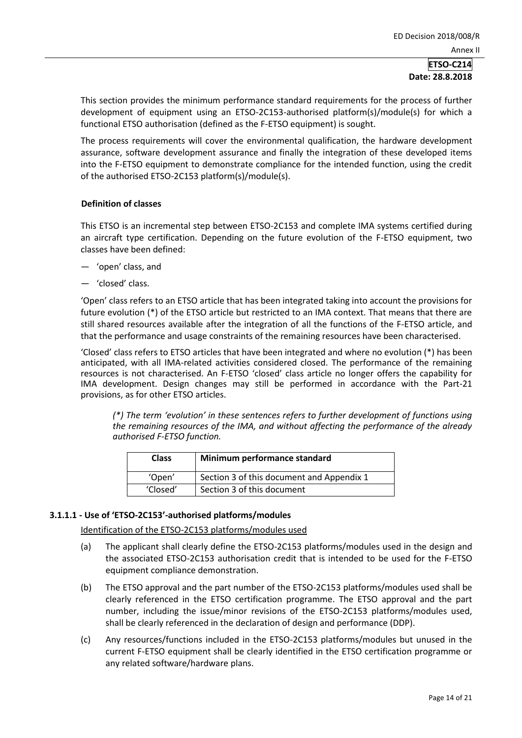This section provides the minimum performance standard requirements for the process of further development of equipment using an ETSO-2C153-authorised platform(s)/module(s) for which a functional ETSO authorisation (defined as the F-ETSO equipment) is sought.

The process requirements will cover the environmental qualification, the hardware development assurance, software development assurance and finally the integration of these developed items into the F-ETSO equipment to demonstrate compliance for the intended function, using the credit of the authorised ETSO-2C153 platform(s)/module(s).

**Definition of classes**

This ETSO is an incremental step between ETSO-2C153 and complete IMA systems certified during an aircraft type certification. Depending on the future evolution of the F-ETSO equipment, two classes have been defined:

— 'open' class, and

— 'closed' class.

'Open' class refers to an ETSO article that has been integrated taking into account the provisions for future evolution (*) of the ETSO article but restricted to an IMA context. That means that there are still shared resources available after the integration of all the functions of the F-ETSO article, and that the performance and usage constraints of the remaining resources have been characterised.

'Closed' class refers to ETSO articles that have been integrated and where no evolution (*) has been anticipated, with all IMA-related activities considered closed. The performance of the remaining resources is not characterised. An F-ETSO 'closed' class article no longer offers the capability for IMA development. Design changes may still be performed in accordance with the Part-21 provisions, as for other ETSO articles.

*(*) The term 'evolution' in these sentences refers to further development of functions using the remaining resources of the IMA, and without affecting the performance of the already authorised F-ETSO function.*

| Class | Minimum performance standard |
|---|---|
| 'Open' | Section 3 of this document and Appendix 1 |
| 'Closed' | Section 3 of this document |

### 3.1.1.1 - Use of 'ETSO-2C153'-authorised platforms/modules

<u>Identification of the ETSO-2C153 platforms/modules used</u>

(a) The applicant shall clearly define the ETSO-2C153 platforms/modules used in the design and the associated ETSO-2C153 authorisation credit that is intended to be used for the F-ETSO equipment compliance demonstration.

(b) The ETSO approval and the part number of the ETSO-2C153 platforms/modules used shall be clearly referenced in the ETSO certification programme. The ETSO approval and the part number, including the issue/minor revisions of the ETSO-2C153 platforms/modules used, shall be clearly referenced in the declaration of design and performance (DDP).

(c) Any resources/functions included in the ETSO-2C153 platforms/modules but unused in the current F-ETSO equipment shall be clearly identified in the ETSO certification programme or any related software/hardware plans.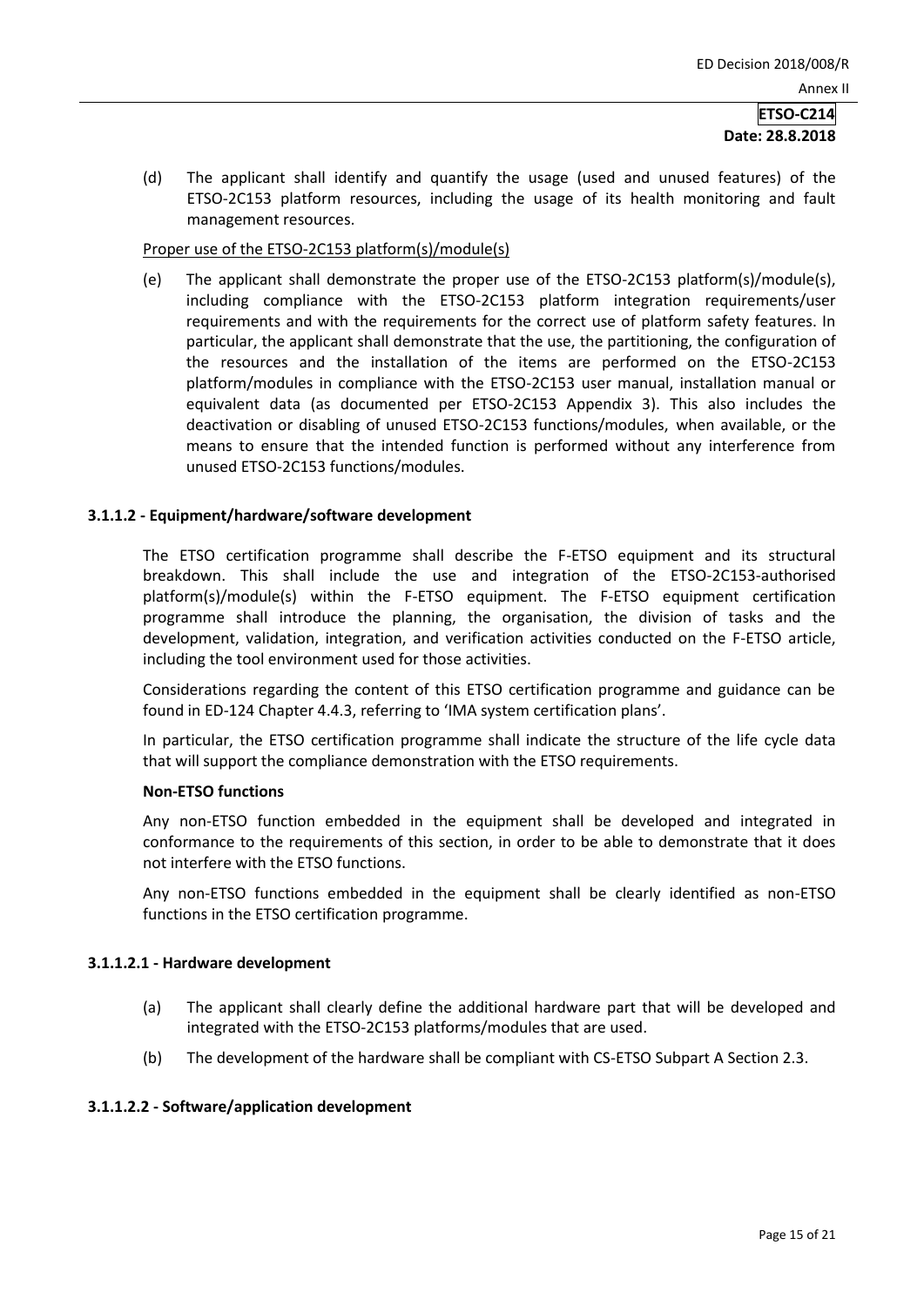(d) The applicant shall identify and quantify the usage (used and unused features) of the ETSO-2C153 platform resources, including the usage of its health monitoring and fault management resources.

Proper use of the ETSO-2C153 platform(s)/module(s)

(e) The applicant shall demonstrate the proper use of the ETSO-2C153 platform(s)/module(s), including compliance with the ETSO-2C153 platform integration requirements/user requirements and with the requirements for the correct use of platform safety features. In particular, the applicant shall demonstrate that the use, the partitioning, the configuration of the resources and the installation of the items are performed on the ETSO-2C153 platform/modules in compliance with the ETSO-2C153 user manual, installation manual or equivalent data (as documented per ETSO-2C153 Appendix 3). This also includes the deactivation or disabling of unused ETSO-2C153 functions/modules, when available, or the means to ensure that the intended function is performed without any interference from unused ETSO-2C153 functions/modules.

### 3.1.1.2 - Equipment/hardware/software development

The ETSO certification programme shall describe the F-ETSO equipment and its structural breakdown. This shall include the use and integration of the ETSO-2C153-authorised platform(s)/module(s) within the F-ETSO equipment. The F-ETSO equipment certification programme shall introduce the planning, the organisation, the division of tasks and the development, validation, integration, and verification activities conducted on the F-ETSO article, including the tool environment used for those activities.

Considerations regarding the content of this ETSO certification programme and guidance can be found in ED-124 Chapter 4.4.3, referring to 'IMA system certification plans'.

In particular, the ETSO certification programme shall indicate the structure of the life cycle data that will support the compliance demonstration with the ETSO requirements.

**Non-ETSO functions**

Any non-ETSO function embedded in the equipment shall be developed and integrated in conformance to the requirements of this section, in order to be able to demonstrate that it does not interfere with the ETSO functions.

Any non-ETSO functions embedded in the equipment shall be clearly identified as non-ETSO functions in the ETSO certification programme.

### 3.1.1.2.1 - Hardware development

(a) The applicant shall clearly define the additional hardware part that will be developed and integrated with the ETSO-2C153 platforms/modules that are used.

(b) The development of the hardware shall be compliant with CS-ETSO Subpart A Section 2.3.

### 3.1.1.2.2 - Software/application development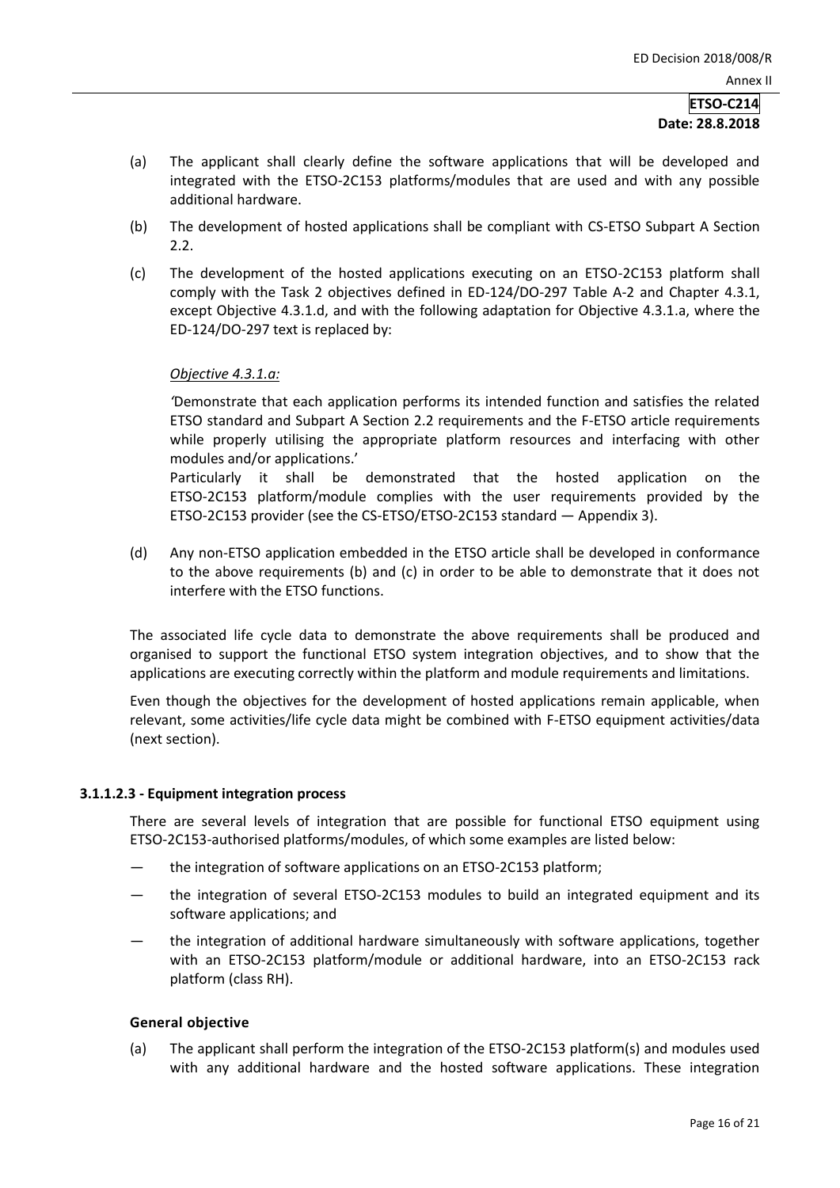(a) The applicant shall clearly define the software applications that will be developed and integrated with the ETSO-2C153 platforms/modules that are used and with any possible additional hardware.

(b) The development of hosted applications shall be compliant with CS-ETSO Subpart A Section 2.2.

(c) The development of the hosted applications executing on an ETSO-2C153 platform shall comply with the Task 2 objectives defined in ED-124/DO-297 Table A-2 and Chapter 4.3.1, except Objective 4.3.1.d, and with the following adaptation for Objective 4.3.1.a, where the ED-124/DO-297 text is replaced by:

*Objective 4.3.1.a:*

*'*Demonstrate that each application performs its intended function and satisfies the related ETSO standard and Subpart A Section 2.2 requirements and the F-ETSO article requirements while properly utilising the appropriate platform resources and interfacing with other modules and/or applications.'

Particularly it shall be demonstrated that the hosted application on the ETSO-2C153 platform/module complies with the user requirements provided by the ETSO-2C153 provider (see the CS-ETSO/ETSO-2C153 standard — Appendix 3).

(d) Any non-ETSO application embedded in the ETSO article shall be developed in conformance to the above requirements (b) and (c) in order to be able to demonstrate that it does not interfere with the ETSO functions.

The associated life cycle data to demonstrate the above requirements shall be produced and organised to support the functional ETSO system integration objectives, and to show that the applications are executing correctly within the platform and module requirements and limitations.

Even though the objectives for the development of hosted applications remain applicable, when relevant, some activities/life cycle data might be combined with F-ETSO equipment activities/data (next section).

#### 3.1.1.2.3 - Equipment integration process

There are several levels of integration that are possible for functional ETSO equipment using ETSO-2C153-authorised platforms/modules, of which some examples are listed below:

— the integration of software applications on an ETSO-2C153 platform;

— the integration of several ETSO-2C153 modules to build an integrated equipment and its software applications; and

— the integration of additional hardware simultaneously with software applications, together with an ETSO-2C153 platform/module or additional hardware, into an ETSO-2C153 rack platform (class RH).

**General objective**

(a) The applicant shall perform the integration of the ETSO-2C153 platform(s) and modules used with any additional hardware and the hosted software applications. These integration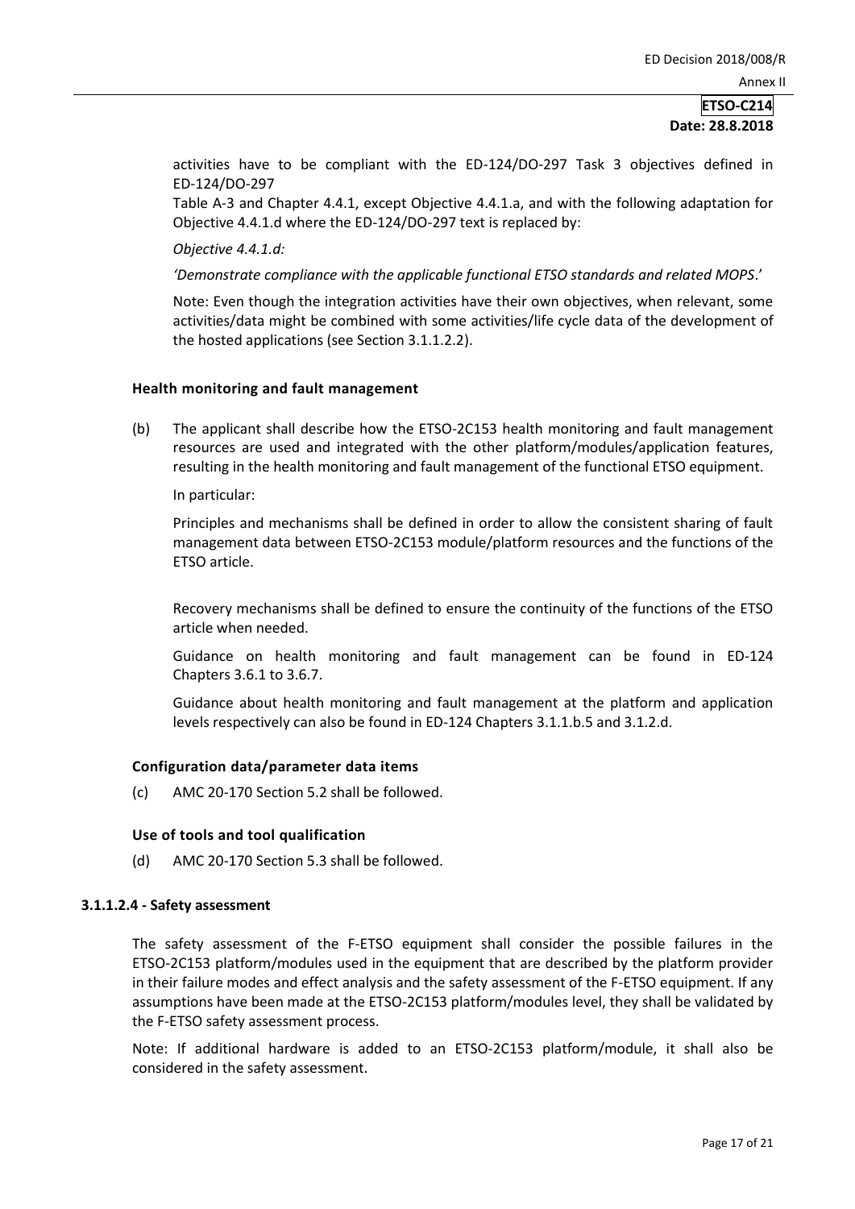activities have to be compliant with the ED-124/DO-297 Task 3 objectives defined in ED-124/DO-297 Table A-3 and Chapter 4.4.1, except Objective 4.4.1.a, and with the following adaptation for Objective 4.4.1.d where the ED-124/DO-297 text is replaced by:

*Objective 4.4.1.d:*

*'Demonstrate compliance with the applicable functional ETSO standards and related MOPS*.'

Note: Even though the integration activities have their own objectives, when relevant, some activities/data might be combined with some activities/life cycle data of the development of the hosted applications (see Section 3.1.1.2.2).

**Health monitoring and fault management**

(b) The applicant shall describe how the ETSO-2C153 health monitoring and fault management resources are used and integrated with the other platform/modules/application features, resulting in the health monitoring and fault management of the functional ETSO equipment.

In particular:

Principles and mechanisms shall be defined in order to allow the consistent sharing of fault management data between ETSO-2C153 module/platform resources and the functions of the ETSO article.

Recovery mechanisms shall be defined to ensure the continuity of the functions of the ETSO article when needed.

Guidance on health monitoring and fault management can be found in ED-124 Chapters 3.6.1 to 3.6.7.

Guidance about health monitoring and fault management at the platform and application levels respectively can also be found in ED-124 Chapters 3.1.1.b.5 and 3.1.2.d.

**Configuration data/parameter data items**

(c) AMC 20-170 Section 5.2 shall be followed.

**Use of tools and tool qualification**

(d) AMC 20-170 Section 5.3 shall be followed.

#### 3.1.1.2.4 - Safety assessment

The safety assessment of the F-ETSO equipment shall consider the possible failures in the ETSO-2C153 platform/modules used in the equipment that are described by the platform provider in their failure modes and effect analysis and the safety assessment of the F-ETSO equipment. If any assumptions have been made at the ETSO-2C153 platform/modules level, they shall be validated by the F-ETSO safety assessment process.

Note: If additional hardware is added to an ETSO-2C153 platform/module, it shall also be considered in the safety assessment.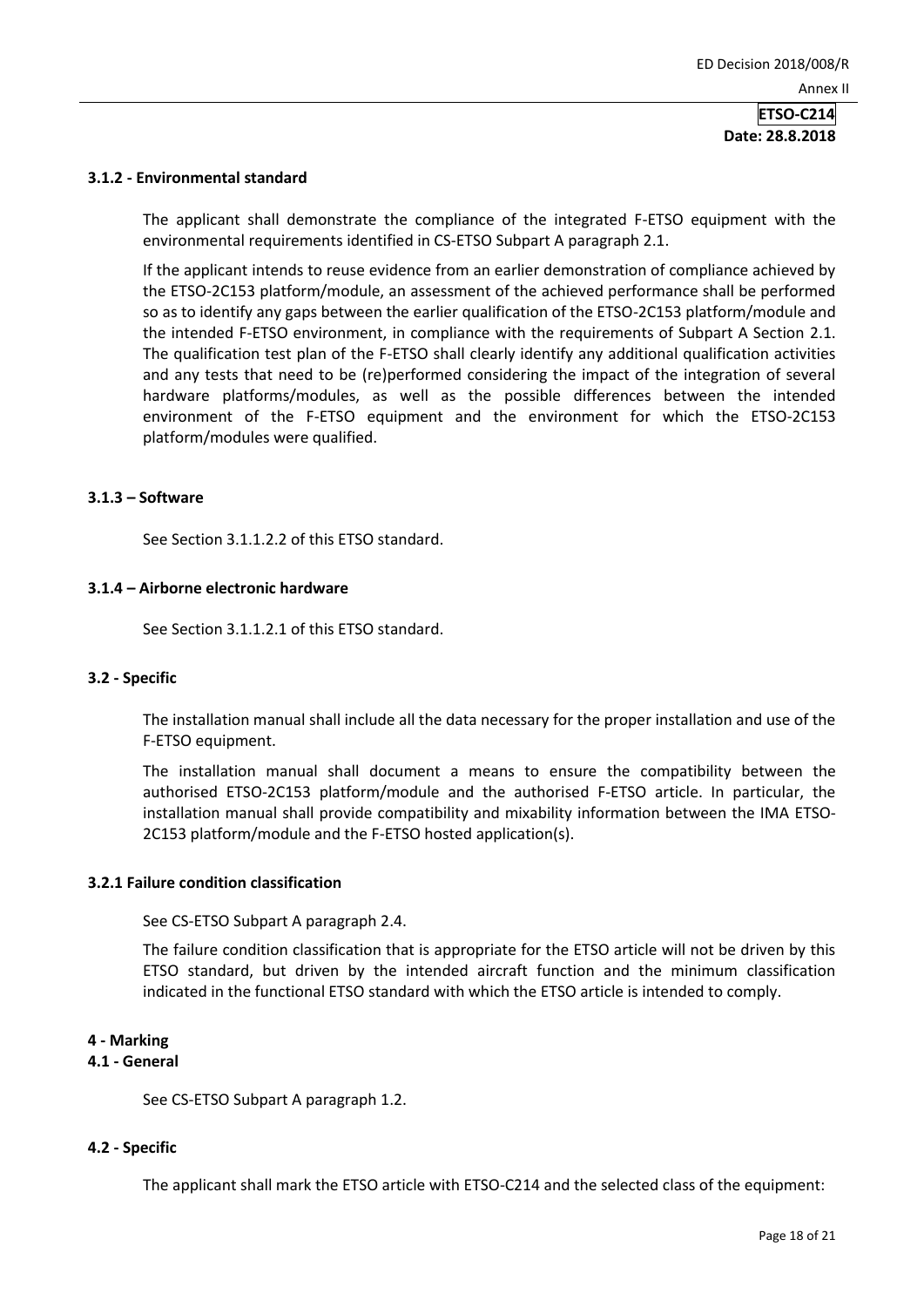### 3.1.2 - Environmental standard

The applicant shall demonstrate the compliance of the integrated F-ETSO equipment with the environmental requirements identified in CS-ETSO Subpart A paragraph 2.1.

If the applicant intends to reuse evidence from an earlier demonstration of compliance achieved by the ETSO-2C153 platform/module, an assessment of the achieved performance shall be performed so as to identify any gaps between the earlier qualification of the ETSO-2C153 platform/module and the intended F-ETSO environment, in compliance with the requirements of Subpart A Section 2.1. The qualification test plan of the F-ETSO shall clearly identify any additional qualification activities and any tests that need to be (re)performed considering the impact of the integration of several hardware platforms/modules, as well as the possible differences between the intended environment of the F-ETSO equipment and the environment for which the ETSO-2C153 platform/modules were qualified.

### 3.1.3 – Software

See Section 3.1.1.2.2 of this ETSO standard.

### 3.1.4 – Airborne electronic hardware

See Section 3.1.1.2.1 of this ETSO standard.

### 3.2 - Specific

The installation manual shall include all the data necessary for the proper installation and use of the F-ETSO equipment.

The installation manual shall document a means to ensure the compatibility between the authorised ETSO-2C153 platform/module and the authorised F-ETSO article. In particular, the installation manual shall provide compatibility and mixability information between the IMA ETSO-2C153 platform/module and the F-ETSO hosted application(s).

### 3.2.1 Failure condition classification

See CS-ETSO Subpart A paragraph 2.4.

The failure condition classification that is appropriate for the ETSO article will not be driven by this ETSO standard, but driven by the intended aircraft function and the minimum classification indicated in the functional ETSO standard with which the ETSO article is intended to comply.

## 4 - Marking

### 4.1 - General

See CS-ETSO Subpart A paragraph 1.2.

### 4.2 - Specific

The applicant shall mark the ETSO article with ETSO-C214 and the selected class of the equipment: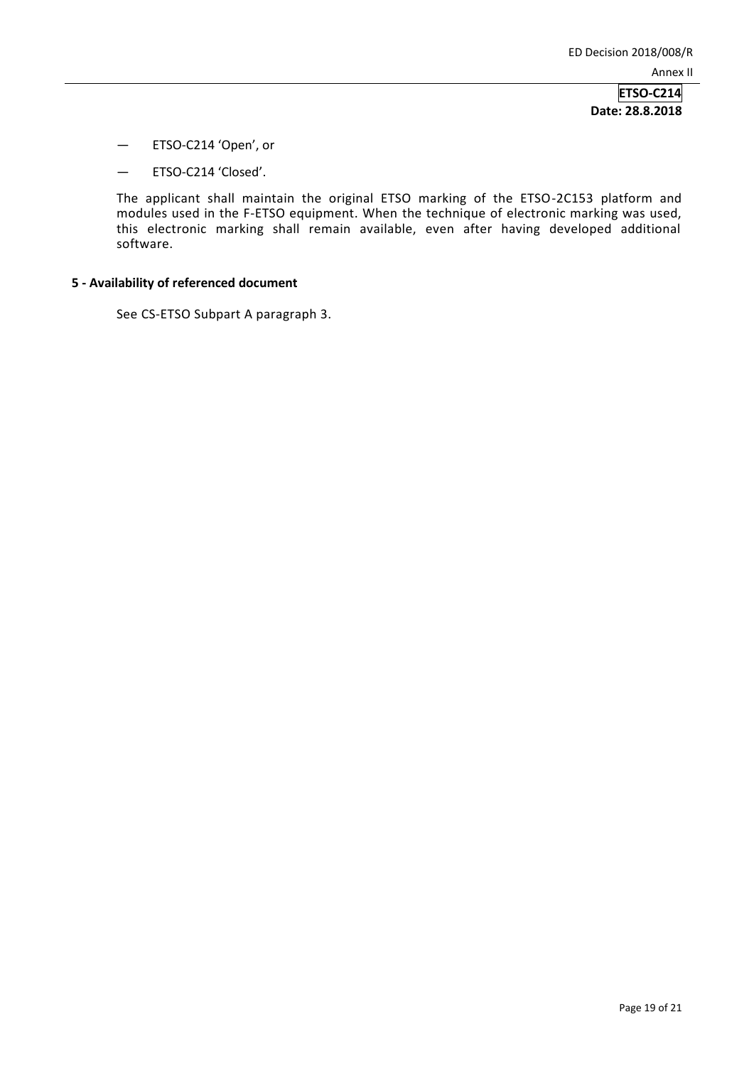— ETSO-C214 'Open', or

— ETSO-C214 'Closed'.

The applicant shall maintain the original ETSO marking of the ETSO-2C153 platform and modules used in the F-ETSO equipment. When the technique of electronic marking was used, this electronic marking shall remain available, even after having developed additional software.

## 5 - Availability of referenced document

See CS-ETSO Subpart A paragraph 3.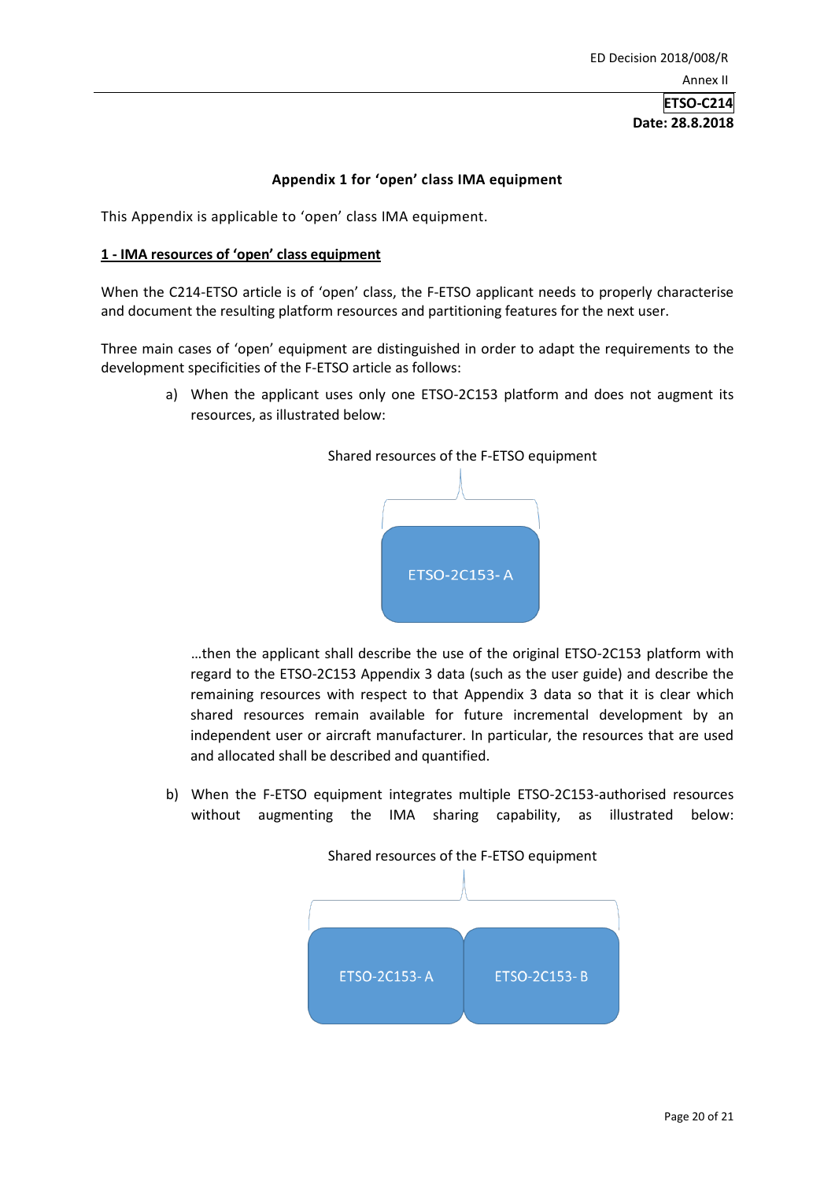## Appendix 1 for 'open' class IMA equipment

This Appendix is applicable to 'open' class IMA equipment.

### 1 - IMA resources of 'open' class equipment

When the C214-ETSO article is of 'open' class, the F-ETSO applicant needs to properly characterise and document the resulting platform resources and partitioning features for the next user.

Three main cases of 'open' equipment are distinguished in order to adapt the requirements to the development specificities of the F-ETSO article as follows:

a) When the applicant uses only one ETSO-2C153 platform and does not augment its resources, as illustrated below:

Shared resources of the F-ETSO equipment

ETSO-2C153- A

…then the applicant shall describe the use of the original ETSO-2C153 platform with regard to the ETSO-2C153 Appendix 3 data (such as the user guide) and describe the remaining resources with respect to that Appendix 3 data so that it is clear which shared resources remain available for future incremental development by an independent user or aircraft manufacturer. In particular, the resources that are used and allocated shall be described and quantified.

b) When the F-ETSO equipment integrates multiple ETSO-2C153-authorised resources without augmenting the IMA sharing capability, as illustrated below:

Shared resources of the F-ETSO equipment

ETSO-2C153- A | ETSO-2C153- B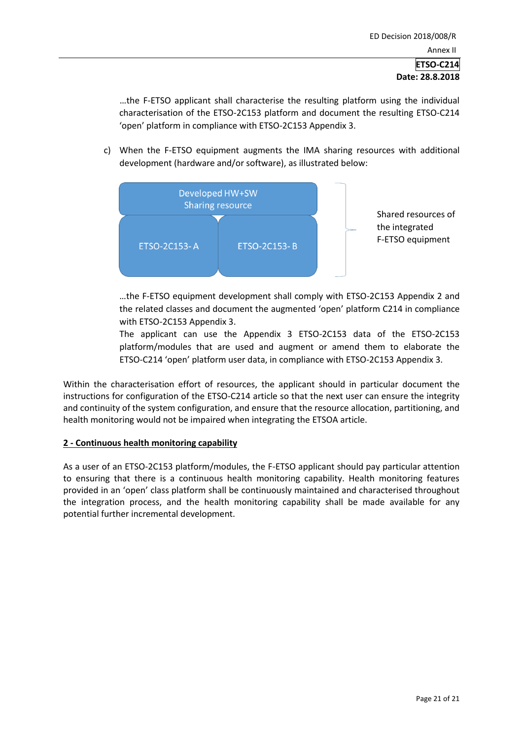…the F-ETSO applicant shall characterise the resulting platform using the individual characterisation of the ETSO-2C153 platform and document the resulting ETSO-C214 'open' platform in compliance with ETSO-2C153 Appendix 3.

c) When the F-ETSO equipment augments the IMA sharing resources with additional development (hardware and/or software), as illustrated below:

Developed HW+SW
Sharing resource

ETSO-2C153- A

ETSO-2C153- B

Shared resources of the integrated F-ETSO equipment

…the F-ETSO equipment development shall comply with ETSO-2C153 Appendix 2 and the related classes and document the augmented 'open' platform C214 in compliance with ETSO-2C153 Appendix 3.
The applicant can use the Appendix 3 ETSO-2C153 data of the ETSO-2C153 platform/modules that are used and augment or amend them to elaborate the ETSO-C214 'open' platform user data, in compliance with ETSO-2C153 Appendix 3.

Within the characterisation effort of resources, the applicant should in particular document the instructions for configuration of the ETSO-C214 article so that the next user can ensure the integrity and continuity of the system configuration, and ensure that the resource allocation, partitioning, and health monitoring would not be impaired when integrating the ETSOA article.

**2 - Continuous health monitoring capability**

As a user of an ETSO-2C153 platform/modules, the F-ETSO applicant should pay particular attention to ensuring that there is a continuous health monitoring capability. Health monitoring features provided in an 'open' class platform shall be continuously maintained and characterised throughout the integration process, and the health monitoring capability shall be made available for any potential further incremental development.